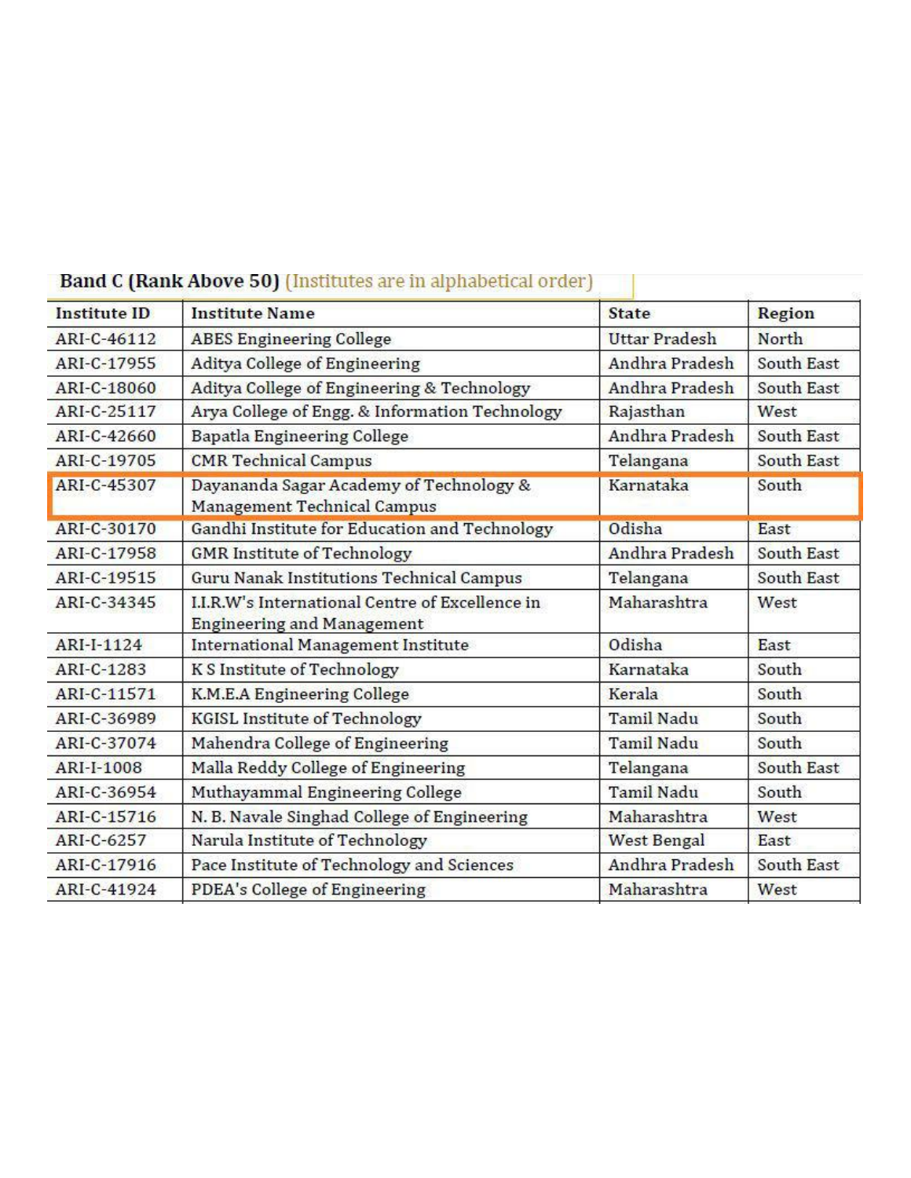**Band C (Rank Above 50)** (Institutes are in alphabetical order)

| Institute ID | Institute Name | State | Region |
|---|---|---|---|
| ARI-C-46112 | ABES Engineering College | Uttar Pradesh | North |
| ARI-C-17955 | Aditya College of Engineering | Andhra Pradesh | South East |
| ARI-C-18060 | Aditya College of Engineering & Technology | Andhra Pradesh | South East |
| ARI-C-25117 | Arya College of Engg. & Information Technology | Rajasthan | West |
| ARI-C-42660 | Bapatla Engineering College | Andhra Pradesh | South East |
| ARI-C-19705 | CMR Technical Campus | Telangana | South East |
| ARI-C-45307 | Dayananda Sagar Academy of Technology & Management Technical Campus | Karnataka | South |
| ARI-C-30170 | Gandhi Institute for Education and Technology | Odisha | East |
| ARI-C-17958 | GMR Institute of Technology | Andhra Pradesh | South East |
| ARI-C-19515 | Guru Nanak Institutions Technical Campus | Telangana | South East |
| ARI-C-34345 | I.I.R.W's International Centre of Excellence in Engineering and Management | Maharashtra | West |
| ARI-I-1124 | International Management Institute | Odisha | East |
| ARI-C-1283 | K S Institute of Technology | Karnataka | South |
| ARI-C-11571 | K.M.E.A Engineering College | Kerala | South |
| ARI-C-36989 | KGISL Institute of Technology | Tamil Nadu | South |
| ARI-C-37074 | Mahendra College of Engineering | Tamil Nadu | South |
| ARI-I-1008 | Malla Reddy College of Engineering | Telangana | South East |
| ARI-C-36954 | Muthayammal Engineering College | Tamil Nadu | South |
| ARI-C-15716 | N. B. Navale Singhad College of Engineering | Maharashtra | West |
| ARI-C-6257 | Narula Institute of Technology | West Bengal | East |
| ARI-C-17916 | Pace Institute of Technology and Sciences | Andhra Pradesh | South East |
| ARI-C-41924 | PDEA's College of Engineering | Maharashtra | West |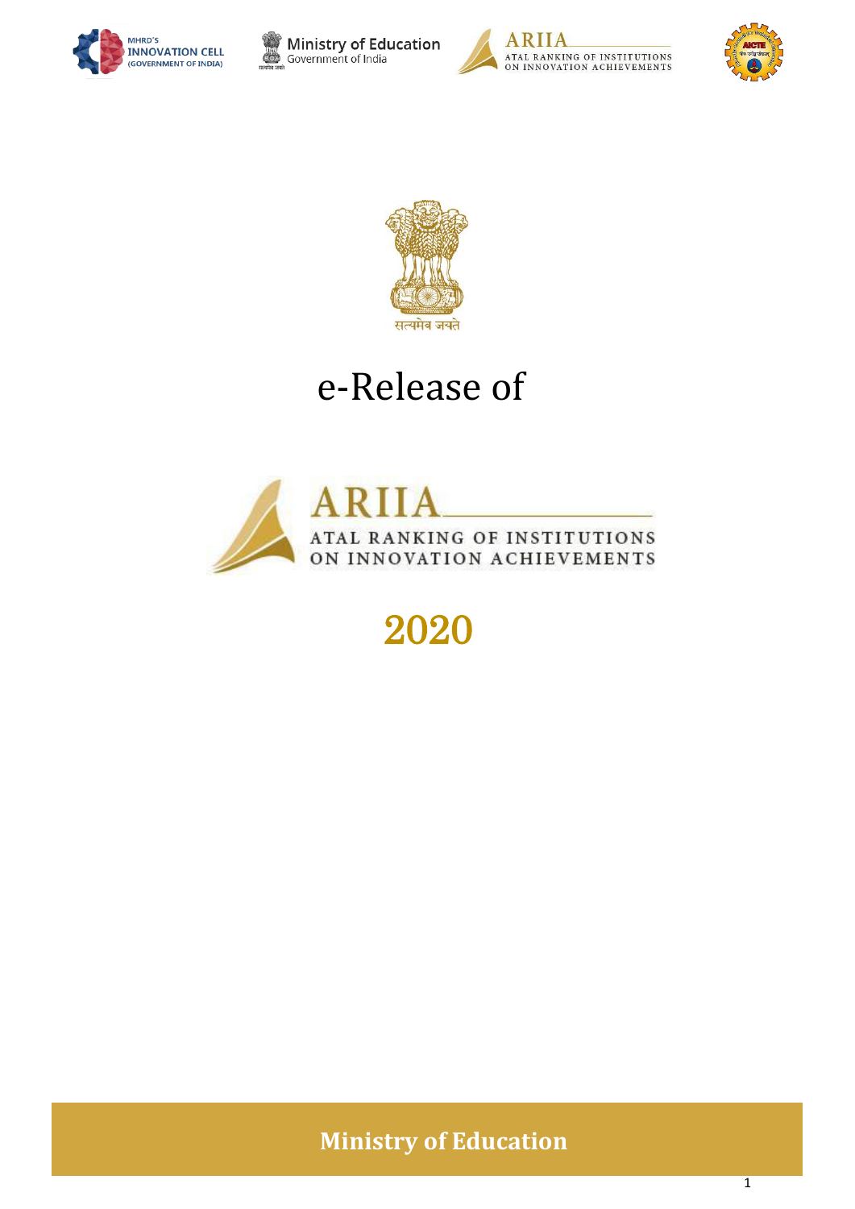MHRD'S INNOVATION CELL (GOVERNMENT OF INDIA)

Ministry of Education
Government of India

ARIIA
ATAL RANKING OF INSTITUTIONS ON INNOVATION ACHIEVEMENTS

सत्यमेव जयते

# e-Release of

# ARIIA

ATAL RANKING OF INSTITUTIONS
ON INNOVATION ACHIEVEMENTS

# 2020

**Ministry of Education**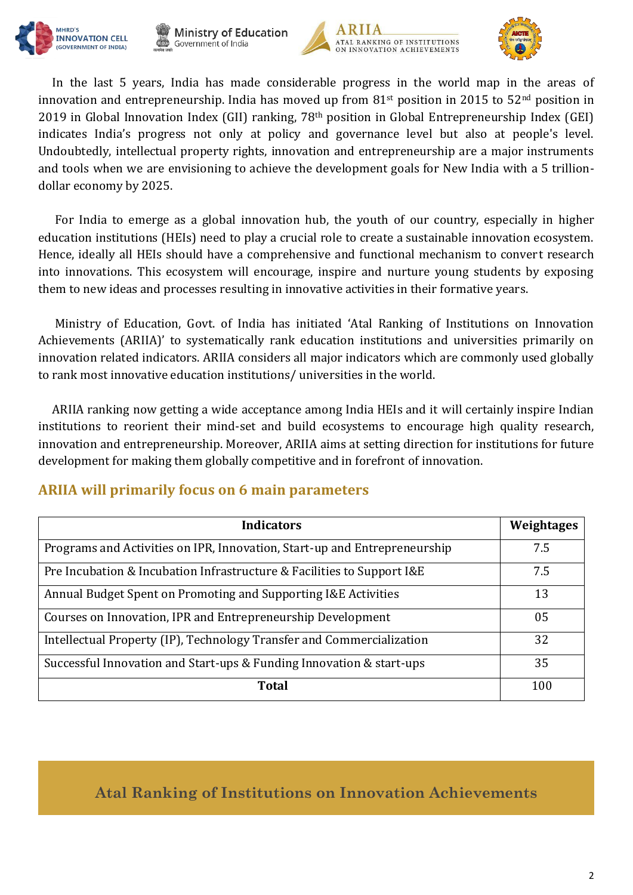In the last 5 years, India has made considerable progress in the world map in the areas of innovation and entrepreneurship. India has moved up from 81st position in 2015 to 52nd position in 2019 in Global Innovation Index (GII) ranking, 78th position in Global Entrepreneurship Index (GEI) indicates India's progress not only at policy and governance level but also at people's level. Undoubtedly, intellectual property rights, innovation and entrepreneurship are a major instruments and tools when we are envisioning to achieve the development goals for New India with a 5 trillion-dollar economy by 2025.

For India to emerge as a global innovation hub, the youth of our country, especially in higher education institutions (HEIs) need to play a crucial role to create a sustainable innovation ecosystem. Hence, ideally all HEIs should have a comprehensive and functional mechanism to convert research into innovations. This ecosystem will encourage, inspire and nurture young students by exposing them to new ideas and processes resulting in innovative activities in their formative years.

Ministry of Education, Govt. of India has initiated 'Atal Ranking of Institutions on Innovation Achievements (ARIIA)' to systematically rank education institutions and universities primarily on innovation related indicators. ARIIA considers all major indicators which are commonly used globally to rank most innovative education institutions/ universities in the world.

ARIIA ranking now getting a wide acceptance among India HEIs and it will certainly inspire Indian institutions to reorient their mind-set and build ecosystems to encourage high quality research, innovation and entrepreneurship. Moreover, ARIIA aims at setting direction for institutions for future development for making them globally competitive and in forefront of innovation.

## ARIIA will primarily focus on 6 main parameters

| Indicators | Weightages |
|---|---|
| Programs and Activities on IPR, Innovation, Start-up and Entrepreneurship | 7.5 |
| Pre Incubation & Incubation Infrastructure & Facilities to Support I&E | 7.5 |
| Annual Budget Spent on Promoting and Supporting I&E Activities | 13 |
| Courses on Innovation, IPR and Entrepreneurship Development | 05 |
| Intellectual Property (IP), Technology Transfer and Commercialization | 32 |
| Successful Innovation and Start-ups & Funding Innovation & start-ups | 35 |
| **Total** | 100 |

**Atal Ranking of Institutions on Innovation Achievements**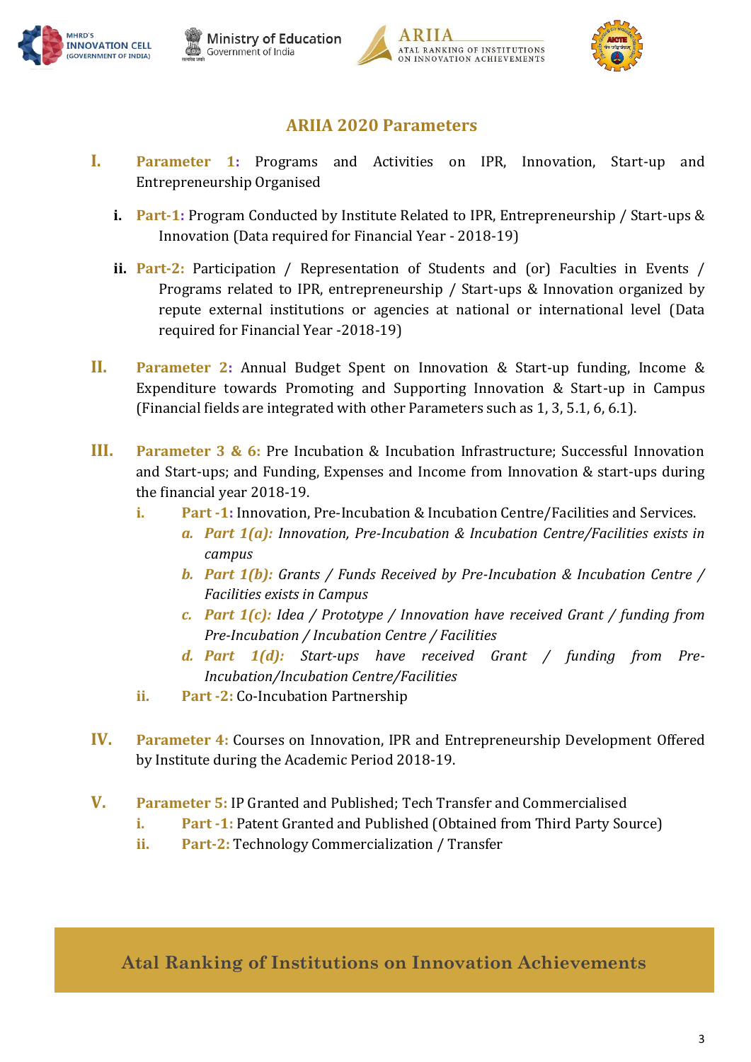## ARIIA 2020 Parameters

**I.** **Parameter 1:** Programs and Activities on IPR, Innovation, Start-up and Entrepreneurship Organised

- **i.** **Part-1:** Program Conducted by Institute Related to IPR, Entrepreneurship / Start-ups & Innovation (Data required for Financial Year - 2018-19)
- **ii.** **Part-2:** Participation / Representation of Students and (or) Faculties in Events / Programs related to IPR, entrepreneurship / Start-ups & Innovation organized by repute external institutions or agencies at national or international level (Data required for Financial Year -2018-19)

**II.** **Parameter 2:** Annual Budget Spent on Innovation & Start-up funding, Income & Expenditure towards Promoting and Supporting Innovation & Start-up in Campus (Financial fields are integrated with other Parameters such as 1, 3, 5.1, 6, 6.1).

**III.** **Parameter 3 & 6:** Pre Incubation & Incubation Infrastructure; Successful Innovation and Start-ups; and Funding, Expenses and Income from Innovation & start-ups during the financial year 2018-19.

- **i.** **Part -1:** Innovation, Pre-Incubation & Incubation Centre/Facilities and Services.
  - ***a. Part 1(a):*** *Innovation, Pre-Incubation & Incubation Centre/Facilities exists in campus*
  - ***b. Part 1(b):*** *Grants / Funds Received by Pre-Incubation & Incubation Centre / Facilities exists in Campus*
  - ***c. Part 1(c):*** *Idea / Prototype / Innovation have received Grant / funding from Pre-Incubation / Incubation Centre / Facilities*
  - ***d. Part 1(d):*** *Start-ups have received Grant / funding from Pre-Incubation/Incubation Centre/Facilities*
- **ii.** **Part -2:** Co-Incubation Partnership

**IV.** **Parameter 4:** Courses on Innovation, IPR and Entrepreneurship Development Offered by Institute during the Academic Period 2018-19.

**V.** **Parameter 5:** IP Granted and Published; Tech Transfer and Commercialised

- **i.** **Part -1:** Patent Granted and Published (Obtained from Third Party Source)
- **ii.** **Part-2:** Technology Commercialization / Transfer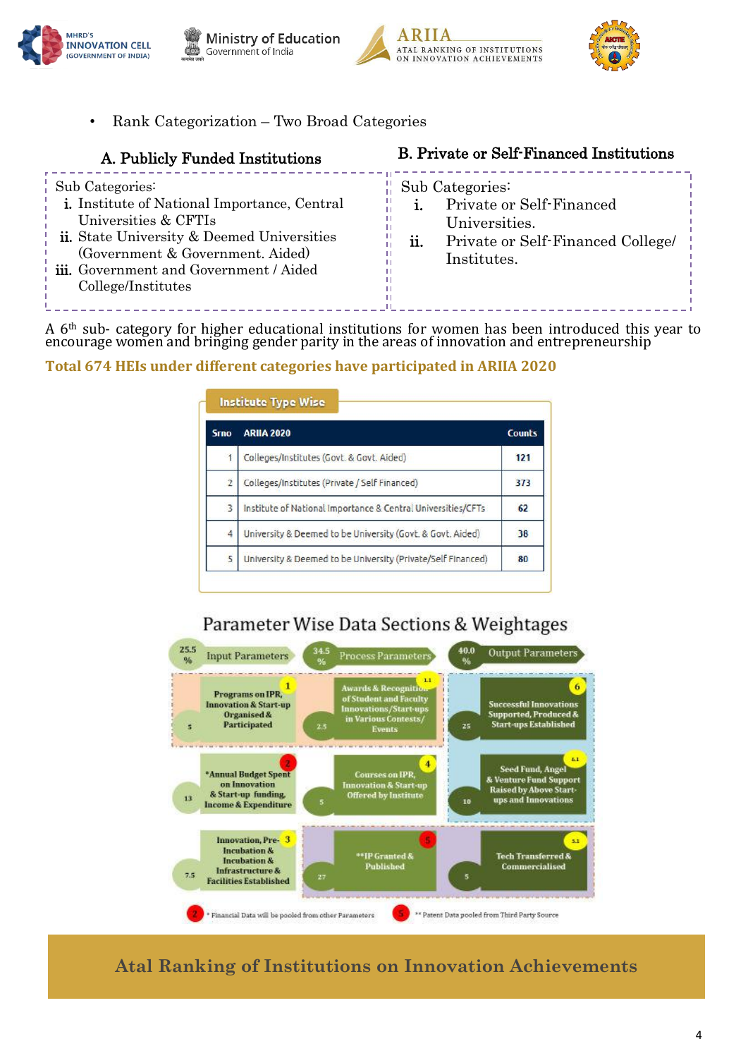- Rank Categorization – Two Broad Categories

**A. Publicly Funded Institutions**

Sub Categories:

i. Institute of National Importance, Central Universities & CFTIs
ii. State University & Deemed Universities (Government & Government. Aided)
iii. Government and Government / Aided College/Institutes

**B. Private or Self-Financed Institutions**

Sub Categories:

i. Private or Self-Financed Universities.
ii. Private or Self-Financed College/ Institutes.

A 6th sub- category for higher educational institutions for women has been introduced this year to encourage women and bringing gender parity in the areas of innovation and entrepreneurship

**Total 674 HEIs under different categories have participated in ARIIA 2020**

**Institute Type Wise**

| Srno | ARIIA 2020 | Counts |
|---|---|---|
| 1 | Colleges/Institutes (Govt. & Govt. Aided) | 121 |
| 2 | Colleges/Institutes (Private / Self Financed) | 373 |
| 3 | Institute of National Importance & Central Universities/CFTs | 62 |
| 4 | University & Deemed to be University (Govt. & Govt. Aided) | 38 |
| 5 | University & Deemed to be University (Private/Self Financed) | 80 |

## Parameter Wise Data Sections & Weightages

25.5 % Input Parameters

34.5 % Process Parameters

40.0 % Output Parameters

1 Programs on IPR, Innovation & Start-up Organised & Participated — 5

1.1 Awards & Recognition of Student and Faculty Innovations/Start-ups in Various Contests/ Events — 2.5

6 Successful Innovations Supported, Produced & Start-ups Established — 25

2 *Annual Budget Spent on Innovation & Start-up funding, Income & Expenditure — 13

4 Courses on IPR, Innovation & Start-up Offered by Institute — 5

6.1 Seed Fund, Angel & Venture Fund Support Raised by Above Start-ups and Innovations — 10

3 Innovation, Pre-Incubation & Incubation & Infrastructure & Facilities Established — 7.5

5 **IP Granted & Published — 27

5.1 Tech Transferred & Commercialised — 5

2 * Financial Data will be pooled from other Parameters

5 ** Patent Data pooled from Third Party Source

Atal Ranking of Institutions on Innovation Achievements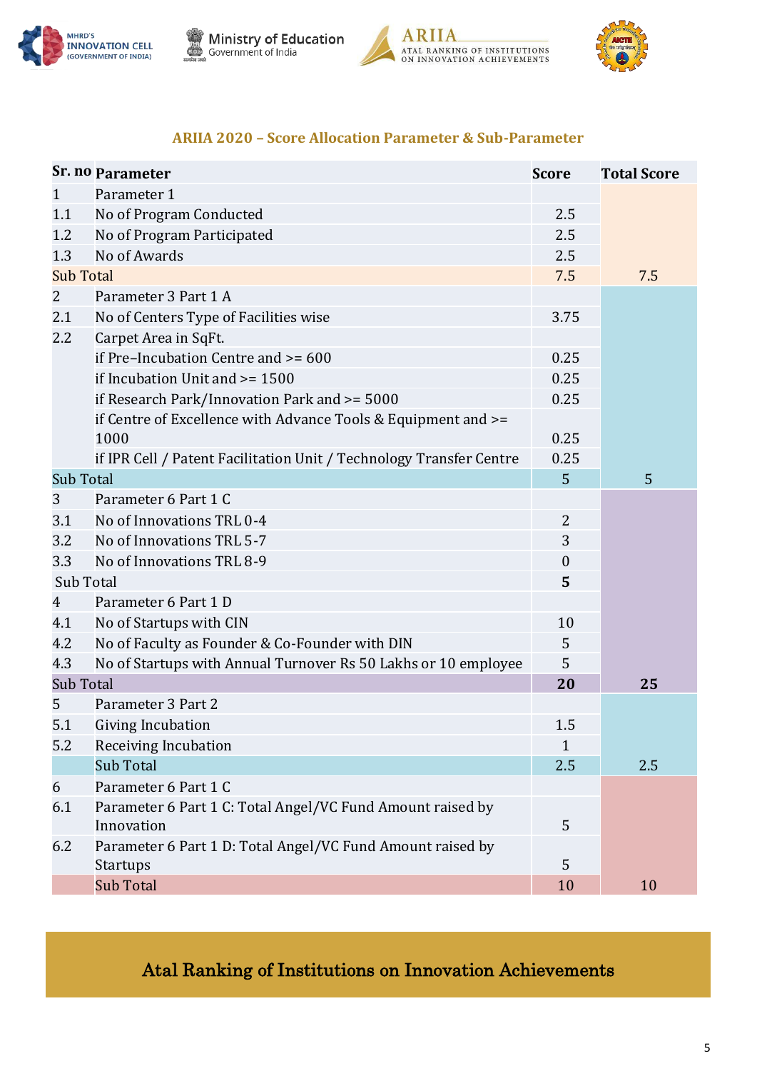## ARIIA 2020 – Score Allocation Parameter & Sub-Parameter

| Sr. no | Parameter | Score | Total Score |
|---|---|---|---|
| 1 | Parameter 1 | | |
| 1.1 | No of Program Conducted | 2.5 | |
| 1.2 | No of Program Participated | 2.5 | |
| 1.3 | No of Awards | 2.5 | |
| Sub Total | | 7.5 | 7.5 |
| 2 | Parameter 3 Part 1 A | | |
| 2.1 | No of Centers Type of Facilities wise | 3.75 | |
| 2.2 | Carpet Area in SqFt. | | |
| | if Pre–Incubation Centre and >= 600 | 0.25 | |
| | if Incubation Unit and >= 1500 | 0.25 | |
| | if Research Park/Innovation Park and >= 5000 | 0.25 | |
| | if Centre of Excellence with Advance Tools & Equipment and >= 1000 | 0.25 | |
| | if IPR Cell / Patent Facilitation Unit / Technology Transfer Centre | 0.25 | |
| Sub Total | | 5 | 5 |
| 3 | Parameter 6 Part 1 C | | |
| 3.1 | No of Innovations TRL 0-4 | 2 | |
| 3.2 | No of Innovations TRL 5-7 | 3 | |
| 3.3 | No of Innovations TRL 8-9 | 0 | |
| Sub Total | | **5** | |
| 4 | Parameter 6 Part 1 D | | |
| 4.1 | No of Startups with CIN | 10 | |
| 4.2 | No of Faculty as Founder & Co-Founder with DIN | 5 | |
| 4.3 | No of Startups with Annual Turnover Rs 50 Lakhs or 10 employee | 5 | |
| Sub Total | | **20** | **25** |
| 5 | Parameter 3 Part 2 | | |
| 5.1 | Giving Incubation | 1.5 | |
| 5.2 | Receiving Incubation | 1 | |
| | Sub Total | 2.5 | 2.5 |
| 6 | Parameter 6 Part 1 C | | |
| 6.1 | Parameter 6 Part 1 C: Total Angel/VC Fund Amount raised by Innovation | 5 | |
| 6.2 | Parameter 6 Part 1 D: Total Angel/VC Fund Amount raised by Startups | 5 | |
| | Sub Total | 10 | 10 |

Atal Ranking of Institutions on Innovation Achievements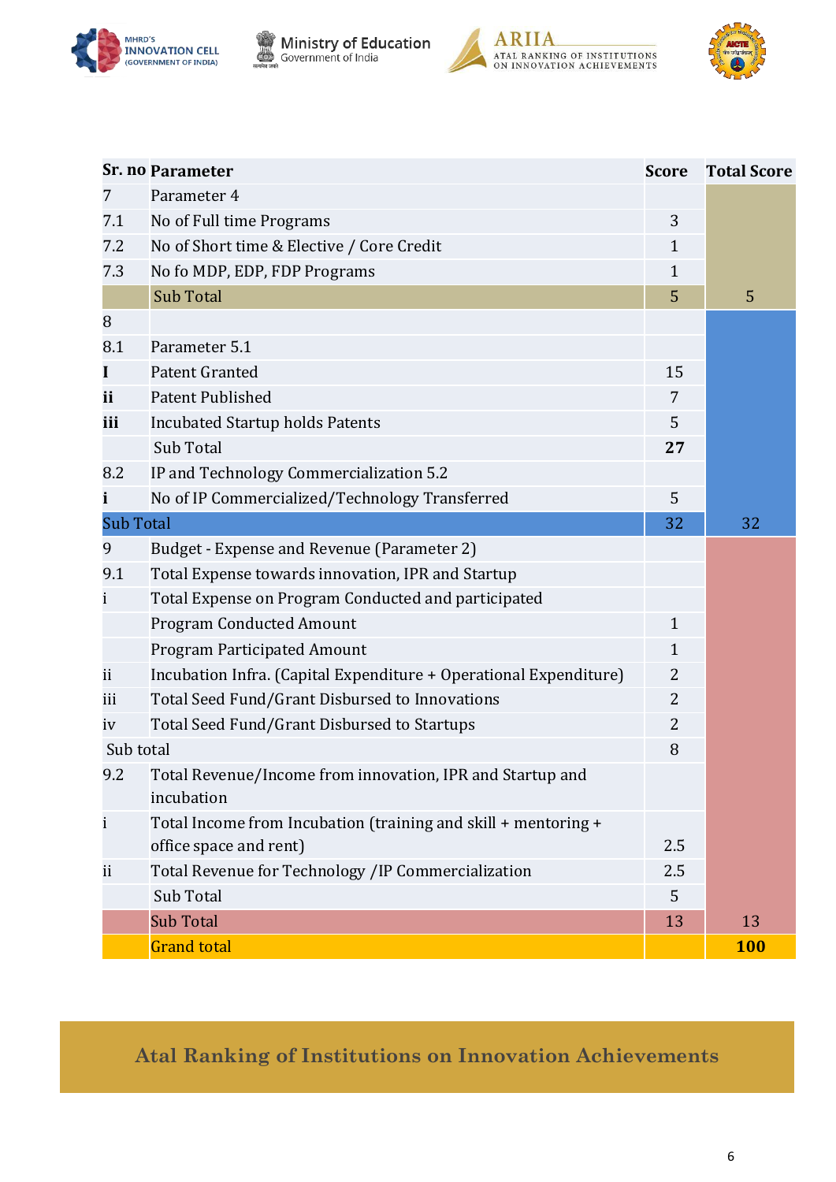| Sr. no | Parameter | Score | Total Score |
|---|---|---|---|
| 7 | Parameter 4 | | |
| 7.1 | No of Full time Programs | 3 | |
| 7.2 | No of Short time & Elective / Core Credit | 1 | |
| 7.3 | No fo MDP, EDP, FDP Programs | 1 | |
| | Sub Total | 5 | 5 |
| 8 | | | |
| 8.1 | Parameter 5.1 | | |
| I | Patent Granted | 15 | |
| ii | Patent Published | 7 | |
| iii | Incubated Startup holds Patents | 5 | |
| | Sub Total | **27** | |
| 8.2 | IP and Technology Commercialization 5.2 | | |
| i | No of IP Commercialized/Technology Transferred | 5 | |
| Sub Total | | 32 | 32 |
| 9 | Budget - Expense and Revenue (Parameter 2) | | |
| 9.1 | Total Expense towards innovation, IPR and Startup | | |
| i | Total Expense on Program Conducted and participated | | |
| | Program Conducted Amount | 1 | |
| | Program Participated Amount | 1 | |
| ii | Incubation Infra. (Capital Expenditure + Operational Expenditure) | 2 | |
| iii | Total Seed Fund/Grant Disbursed to Innovations | 2 | |
| iv | Total Seed Fund/Grant Disbursed to Startups | 2 | |
| Sub total | | 8 | |
| 9.2 | Total Revenue/Income from innovation, IPR and Startup and incubation | | |
| i | Total Income from Incubation (training and skill + mentoring + office space and rent) | 2.5 | |
| ii | Total Revenue for Technology /IP Commercialization | 2.5 | |
| | Sub Total | 5 | |
| | Sub Total | 13 | 13 |
| | Grand total | | **100** |

Atal Ranking of Institutions on Innovation Achievements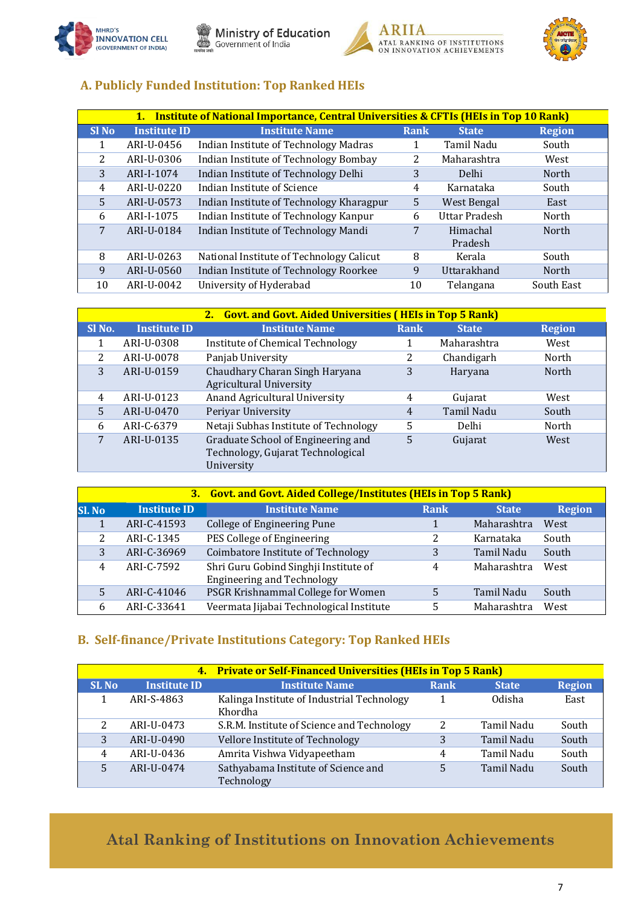## A. Publicly Funded Institution: Top Ranked HEIs

| 1. Institute of National Importance, Central Universities & CFTIs (HEIs in Top 10 Rank) | | | | | |
|---|---|---|---|---|---|
| **Sl No** | **Institute ID** | **Institute Name** | **Rank** | **State** | **Region** |
| 1 | ARI-U-0456 | Indian Institute of Technology Madras | 1 | Tamil Nadu | South |
| 2 | ARI-U-0306 | Indian Institute of Technology Bombay | 2 | Maharashtra | West |
| 3 | ARI-I-1074 | Indian Institute of Technology Delhi | 3 | Delhi | North |
| 4 | ARI-U-0220 | Indian Institute of Science | 4 | Karnataka | South |
| 5 | ARI-U-0573 | Indian Institute of Technology Kharagpur | 5 | West Bengal | East |
| 6 | ARI-I-1075 | Indian Institute of Technology Kanpur | 6 | Uttar Pradesh | North |
| 7 | ARI-U-0184 | Indian Institute of Technology Mandi | 7 | Himachal Pradesh | North |
| 8 | ARI-U-0263 | National Institute of Technology Calicut | 8 | Kerala | South |
| 9 | ARI-U-0560 | Indian Institute of Technology Roorkee | 9 | Uttarakhand | North |
| 10 | ARI-U-0042 | University of Hyderabad | 10 | Telangana | South East |

| 2. Govt. and Govt. Aided Universities ( HEIs in Top 5 Rank) | | | | | |
|---|---|---|---|---|---|
| **Sl No.** | **Institute ID** | **Institute Name** | **Rank** | **State** | **Region** |
| 1 | ARI-U-0308 | Institute of Chemical Technology | 1 | Maharashtra | West |
| 2 | ARI-U-0078 | Panjab University | 2 | Chandigarh | North |
| 3 | ARI-U-0159 | Chaudhary Charan Singh Haryana Agricultural University | 3 | Haryana | North |
| 4 | ARI-U-0123 | Anand Agricultural University | 4 | Gujarat | West |
| 5 | ARI-U-0470 | Periyar University | 4 | Tamil Nadu | South |
| 6 | ARI-C-6379 | Netaji Subhas Institute of Technology | 5 | Delhi | North |
| 7 | ARI-U-0135 | Graduate School of Engineering and Technology, Gujarat Technological University | 5 | Gujarat | West |

| 3. Govt. and Govt. Aided College/Institutes (HEIs in Top 5 Rank) | | | | | |
|---|---|---|---|---|---|
| **Sl. No** | **Institute ID** | **Institute Name** | **Rank** | **State** | **Region** |
| 1 | ARI-C-41593 | College of Engineering Pune | 1 | Maharashtra | West |
| 2 | ARI-C-1345 | PES College of Engineering | 2 | Karnataka | South |
| 3 | ARI-C-36969 | Coimbatore Institute of Technology | 3 | Tamil Nadu | South |
| 4 | ARI-C-7592 | Shri Guru Gobind Singhji Institute of Engineering and Technology | 4 | Maharashtra | West |
| 5 | ARI-C-41046 | PSGR Krishnammal College for Women | 5 | Tamil Nadu | South |
| 6 | ARI-C-33641 | Veermata Jijabai Technological Institute | 5 | Maharashtra | West |

## B. Self-finance/Private Institutions Category: Top Ranked HEIs

| 4. Private or Self-Financed Universities (HEIs in Top 5 Rank) | | | | | |
|---|---|---|---|---|---|
| **SL No** | **Institute ID** | **Institute Name** | **Rank** | **State** | **Region** |
| 1 | ARI-S-4863 | Kalinga Institute of Industrial Technology Khordha | 1 | Odisha | East |
| 2 | ARI-U-0473 | S.R.M. Institute of Science and Technology | 2 | Tamil Nadu | South |
| 3 | ARI-U-0490 | Vellore Institute of Technology | 3 | Tamil Nadu | South |
| 4 | ARI-U-0436 | Amrita Vishwa Vidyapeetham | 4 | Tamil Nadu | South |
| 5 | ARI-U-0474 | Sathyabama Institute of Science and Technology | 5 | Tamil Nadu | South |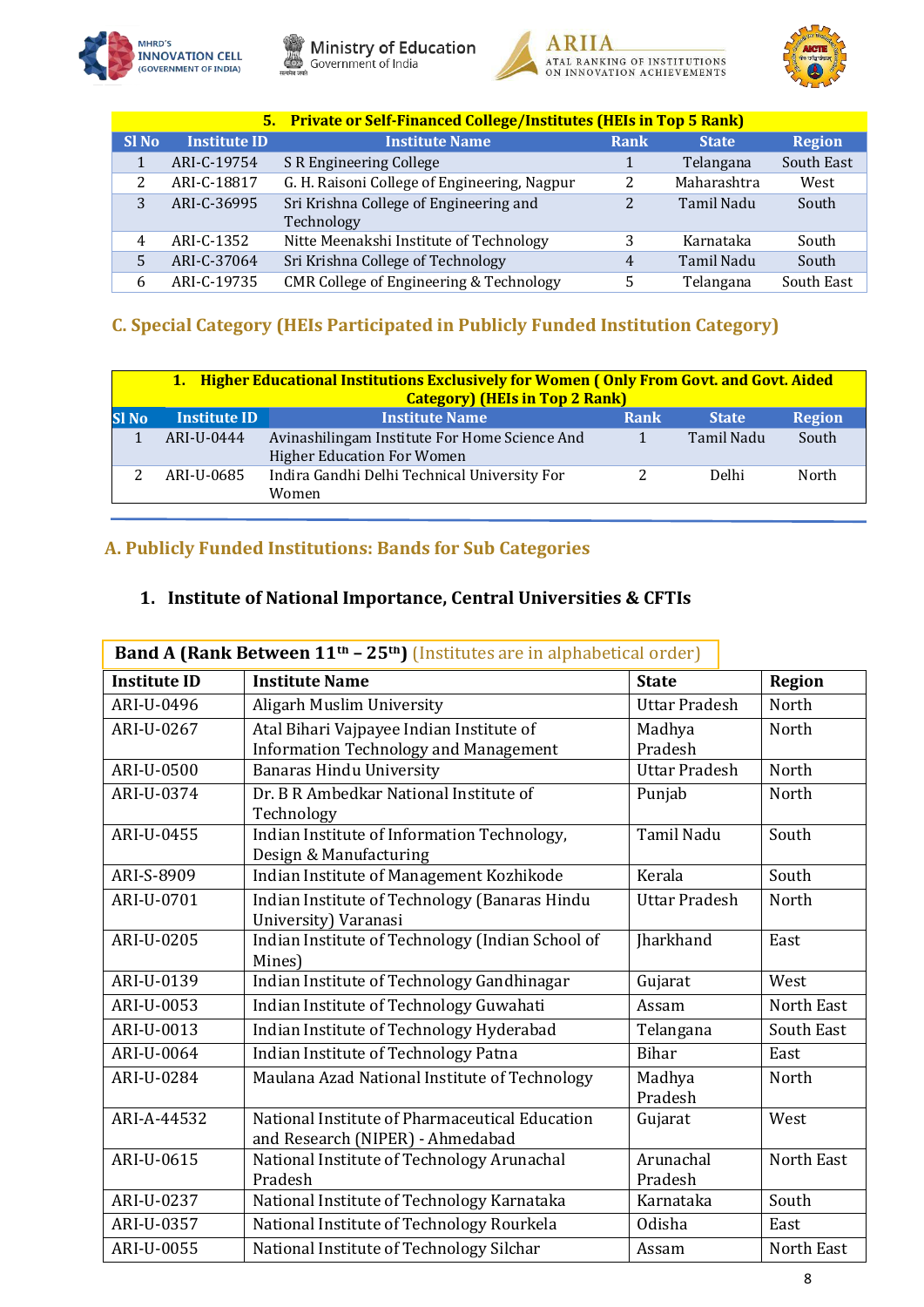| 5. Private or Self-Financed College/Institutes (HEIs in Top 5 Rank) | | | | | |
|---|---|---|---|---|---|
| Sl No | Institute ID | Institute Name | Rank | State | Region |
| 1 | ARI-C-19754 | S R Engineering College | 1 | Telangana | South East |
| 2 | ARI-C-18817 | G. H. Raisoni College of Engineering, Nagpur | 2 | Maharashtra | West |
| 3 | ARI-C-36995 | Sri Krishna College of Engineering and Technology | 2 | Tamil Nadu | South |
| 4 | ARI-C-1352 | Nitte Meenakshi Institute of Technology | 3 | Karnataka | South |
| 5 | ARI-C-37064 | Sri Krishna College of Technology | 4 | Tamil Nadu | South |
| 6 | ARI-C-19735 | CMR College of Engineering & Technology | 5 | Telangana | South East |

## C. Special Category (HEIs Participated in Publicly Funded Institution Category)

| 1. Higher Educational Institutions Exclusively for Women ( Only From Govt. and Govt. Aided Category) (HEIs in Top 2 Rank) | | | | | |
|---|---|---|---|---|---|
| Sl No | Institute ID | Institute Name | Rank | State | Region |
| 1 | ARI-U-0444 | Avinashilingam Institute For Home Science And Higher Education For Women | 1 | Tamil Nadu | South |
| 2 | ARI-U-0685 | Indira Gandhi Delhi Technical University For Women | 2 | Delhi | North |

## A. Publicly Funded Institutions: Bands for Sub Categories

### 1. Institute of National Importance, Central Universities & CFTIs

**Band A (Rank Between 11th – 25th)** (Institutes are in alphabetical order)

| Institute ID | Institute Name | State | Region |
|---|---|---|---|
| ARI-U-0496 | Aligarh Muslim University | Uttar Pradesh | North |
| ARI-U-0267 | Atal Bihari Vajpayee Indian Institute of Information Technology and Management | Madhya Pradesh | North |
| ARI-U-0500 | Banaras Hindu University | Uttar Pradesh | North |
| ARI-U-0374 | Dr. B R Ambedkar National Institute of Technology | Punjab | North |
| ARI-U-0455 | Indian Institute of Information Technology, Design & Manufacturing | Tamil Nadu | South |
| ARI-S-8909 | Indian Institute of Management Kozhikode | Kerala | South |
| ARI-U-0701 | Indian Institute of Technology (Banaras Hindu University) Varanasi | Uttar Pradesh | North |
| ARI-U-0205 | Indian Institute of Technology (Indian School of Mines) | Jharkhand | East |
| ARI-U-0139 | Indian Institute of Technology Gandhinagar | Gujarat | West |
| ARI-U-0053 | Indian Institute of Technology Guwahati | Assam | North East |
| ARI-U-0013 | Indian Institute of Technology Hyderabad | Telangana | South East |
| ARI-U-0064 | Indian Institute of Technology Patna | Bihar | East |
| ARI-U-0284 | Maulana Azad National Institute of Technology | Madhya Pradesh | North |
| ARI-A-44532 | National Institute of Pharmaceutical Education and Research (NIPER) - Ahmedabad | Gujarat | West |
| ARI-U-0615 | National Institute of Technology Arunachal Pradesh | Arunachal Pradesh | North East |
| ARI-U-0237 | National Institute of Technology Karnataka | Karnataka | South |
| ARI-U-0357 | National Institute of Technology Rourkela | Odisha | East |
| ARI-U-0055 | National Institute of Technology Silchar | Assam | North East |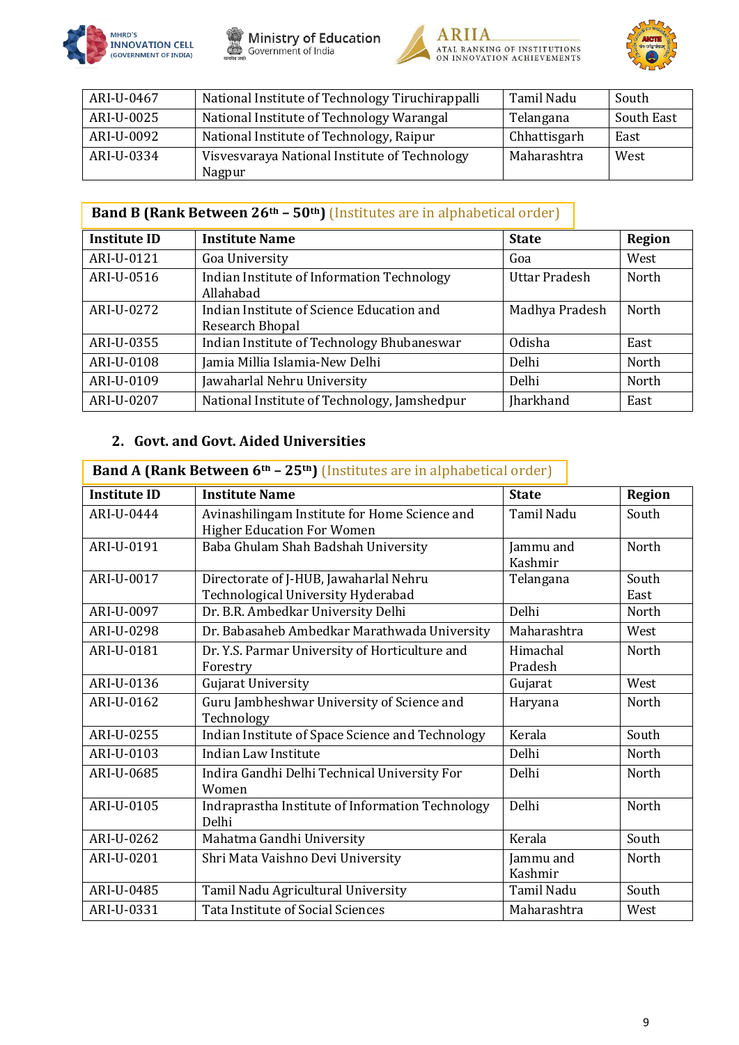| | | | |
|---|---|---|---|
| ARI-U-0467 | National Institute of Technology Tiruchirappalli | Tamil Nadu | South |
| ARI-U-0025 | National Institute of Technology Warangal | Telangana | South East |
| ARI-U-0092 | National Institute of Technology, Raipur | Chhattisgarh | East |
| ARI-U-0334 | Visvesvaraya National Institute of Technology Nagpur | Maharashtra | West |

**Band B (Rank Between 26th – 50th)** (Institutes are in alphabetical order)

| Institute ID | Institute Name | State | Region |
|---|---|---|---|
| ARI-U-0121 | Goa University | Goa | West |
| ARI-U-0516 | Indian Institute of Information Technology Allahabad | Uttar Pradesh | North |
| ARI-U-0272 | Indian Institute of Science Education and Research Bhopal | Madhya Pradesh | North |
| ARI-U-0355 | Indian Institute of Technology Bhubaneswar | Odisha | East |
| ARI-U-0108 | Jamia Millia Islamia-New Delhi | Delhi | North |
| ARI-U-0109 | Jawaharlal Nehru University | Delhi | North |
| ARI-U-0207 | National Institute of Technology, Jamshedpur | Jharkhand | East |

## 2. Govt. and Govt. Aided Universities

**Band A (Rank Between 6th – 25th)** (Institutes are in alphabetical order)

| Institute ID | Institute Name | State | Region |
|---|---|---|---|
| ARI-U-0444 | Avinashilingam Institute for Home Science and Higher Education For Women | Tamil Nadu | South |
| ARI-U-0191 | Baba Ghulam Shah Badshah University | Jammu and Kashmir | North |
| ARI-U-0017 | Directorate of J-HUB, Jawaharlal Nehru Technological University Hyderabad | Telangana | South East |
| ARI-U-0097 | Dr. B.R. Ambedkar University Delhi | Delhi | North |
| ARI-U-0298 | Dr. Babasaheb Ambedkar Marathwada University | Maharashtra | West |
| ARI-U-0181 | Dr. Y.S. Parmar University of Horticulture and Forestry | Himachal Pradesh | North |
| ARI-U-0136 | Gujarat University | Gujarat | West |
| ARI-U-0162 | Guru Jambheshwar University of Science and Technology | Haryana | North |
| ARI-U-0255 | Indian Institute of Space Science and Technology | Kerala | South |
| ARI-U-0103 | Indian Law Institute | Delhi | North |
| ARI-U-0685 | Indira Gandhi Delhi Technical University For Women | Delhi | North |
| ARI-U-0105 | Indraprastha Institute of Information Technology Delhi | Delhi | North |
| ARI-U-0262 | Mahatma Gandhi University | Kerala | South |
| ARI-U-0201 | Shri Mata Vaishno Devi University | Jammu and Kashmir | North |
| ARI-U-0485 | Tamil Nadu Agricultural University | Tamil Nadu | South |
| ARI-U-0331 | Tata Institute of Social Sciences | Maharashtra | West |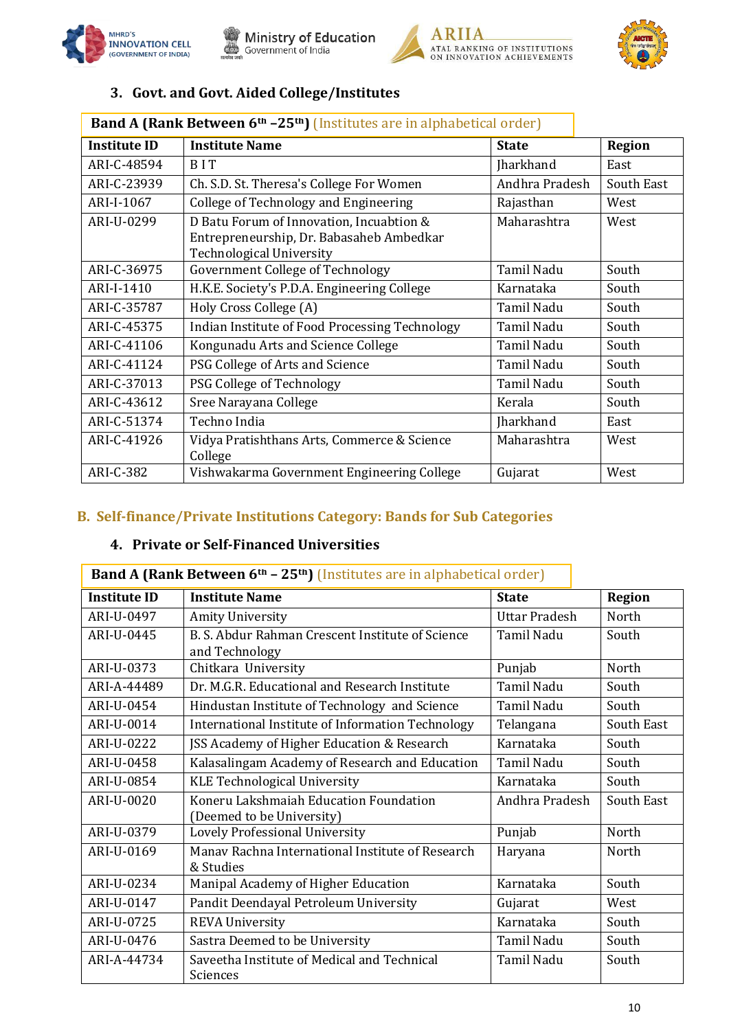### 3. Govt. and Govt. Aided College/Institutes

**Band A (Rank Between 6th –25th)** (Institutes are in alphabetical order)

| Institute ID | Institute Name | State | Region |
|---|---|---|---|
| ARI-C-48594 | B I T | Jharkhand | East |
| ARI-C-23939 | Ch. S.D. St. Theresa's College For Women | Andhra Pradesh | South East |
| ARI-I-1067 | College of Technology and Engineering | Rajasthan | West |
| ARI-U-0299 | D Batu Forum of Innovation, Incuabtion & Entrepreneurship, Dr. Babasaheb Ambedkar Technological University | Maharashtra | West |
| ARI-C-36975 | Government College of Technology | Tamil Nadu | South |
| ARI-I-1410 | H.K.E. Society's P.D.A. Engineering College | Karnataka | South |
| ARI-C-35787 | Holy Cross College (A) | Tamil Nadu | South |
| ARI-C-45375 | Indian Institute of Food Processing Technology | Tamil Nadu | South |
| ARI-C-41106 | Kongunadu Arts and Science College | Tamil Nadu | South |
| ARI-C-41124 | PSG College of Arts and Science | Tamil Nadu | South |
| ARI-C-37013 | PSG College of Technology | Tamil Nadu | South |
| ARI-C-43612 | Sree Narayana College | Kerala | South |
| ARI-C-51374 | Techno India | Jharkhand | East |
| ARI-C-41926 | Vidya Pratishthans Arts, Commerce & Science College | Maharashtra | West |
| ARI-C-382 | Vishwakarma Government Engineering College | Gujarat | West |

## B. Self-finance/Private Institutions Category: Bands for Sub Categories

### 4. Private or Self-Financed Universities

**Band A (Rank Between 6th – 25th)** (Institutes are in alphabetical order)

| Institute ID | Institute Name | State | Region |
|---|---|---|---|
| ARI-U-0497 | Amity University | Uttar Pradesh | North |
| ARI-U-0445 | B. S. Abdur Rahman Crescent Institute of Science and Technology | Tamil Nadu | South |
| ARI-U-0373 | Chitkara University | Punjab | North |
| ARI-A-44489 | Dr. M.G.R. Educational and Research Institute | Tamil Nadu | South |
| ARI-U-0454 | Hindustan Institute of Technology and Science | Tamil Nadu | South |
| ARI-U-0014 | International Institute of Information Technology | Telangana | South East |
| ARI-U-0222 | JSS Academy of Higher Education & Research | Karnataka | South |
| ARI-U-0458 | Kalasalingam Academy of Research and Education | Tamil Nadu | South |
| ARI-U-0854 | KLE Technological University | Karnataka | South |
| ARI-U-0020 | Koneru Lakshmaiah Education Foundation (Deemed to be University) | Andhra Pradesh | South East |
| ARI-U-0379 | Lovely Professional University | Punjab | North |
| ARI-U-0169 | Manav Rachna International Institute of Research & Studies | Haryana | North |
| ARI-U-0234 | Manipal Academy of Higher Education | Karnataka | South |
| ARI-U-0147 | Pandit Deendayal Petroleum University | Gujarat | West |
| ARI-U-0725 | REVA University | Karnataka | South |
| ARI-U-0476 | Sastra Deemed to be University | Tamil Nadu | South |
| ARI-A-44734 | Saveetha Institute of Medical and Technical Sciences | Tamil Nadu | South |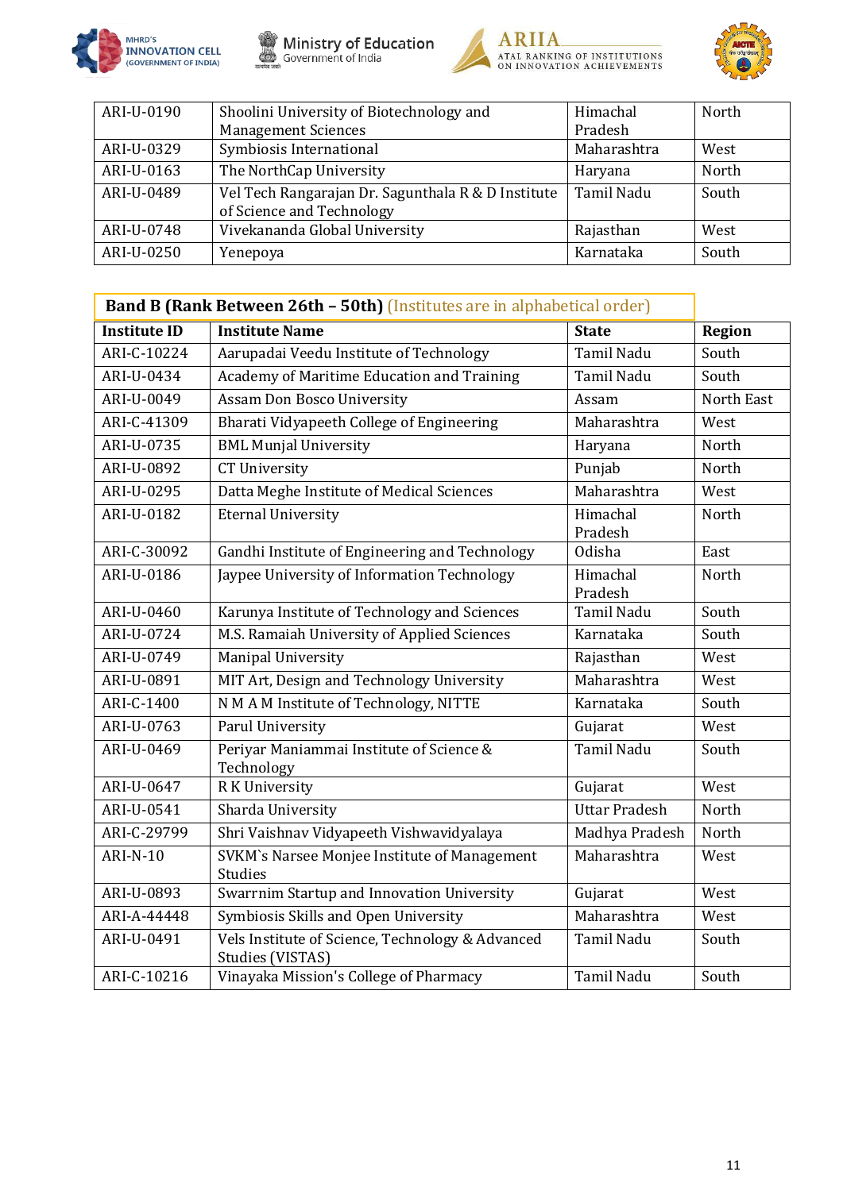| | | | |
|---|---|---|---|
| ARI-U-0190 | Shoolini University of Biotechnology and Management Sciences | Himachal Pradesh | North |
| ARI-U-0329 | Symbiosis International | Maharashtra | West |
| ARI-U-0163 | The NorthCap University | Haryana | North |
| ARI-U-0489 | Vel Tech Rangarajan Dr. Sagunthala R & D Institute of Science and Technology | Tamil Nadu | South |
| ARI-U-0748 | Vivekananda Global University | Rajasthan | West |
| ARI-U-0250 | Yenepoya | Karnataka | South |

**Band B (Rank Between 26th – 50th)** (Institutes are in alphabetical order)

| Institute ID | Institute Name | State | Region |
|---|---|---|---|
| ARI-C-10224 | Aarupadai Veedu Institute of Technology | Tamil Nadu | South |
| ARI-U-0434 | Academy of Maritime Education and Training | Tamil Nadu | South |
| ARI-U-0049 | Assam Don Bosco University | Assam | North East |
| ARI-C-41309 | Bharati Vidyapeeth College of Engineering | Maharashtra | West |
| ARI-U-0735 | BML Munjal University | Haryana | North |
| ARI-U-0892 | CT University | Punjab | North |
| ARI-U-0295 | Datta Meghe Institute of Medical Sciences | Maharashtra | West |
| ARI-U-0182 | Eternal University | Himachal Pradesh | North |
| ARI-C-30092 | Gandhi Institute of Engineering and Technology | Odisha | East |
| ARI-U-0186 | Jaypee University of Information Technology | Himachal Pradesh | North |
| ARI-U-0460 | Karunya Institute of Technology and Sciences | Tamil Nadu | South |
| ARI-U-0724 | M.S. Ramaiah University of Applied Sciences | Karnataka | South |
| ARI-U-0749 | Manipal University | Rajasthan | West |
| ARI-U-0891 | MIT Art, Design and Technology University | Maharashtra | West |
| ARI-C-1400 | N M A M Institute of Technology, NITTE | Karnataka | South |
| ARI-U-0763 | Parul University | Gujarat | West |
| ARI-U-0469 | Periyar Maniammai Institute of Science & Technology | Tamil Nadu | South |
| ARI-U-0647 | R K University | Gujarat | West |
| ARI-U-0541 | Sharda University | Uttar Pradesh | North |
| ARI-C-29799 | Shri Vaishnav Vidyapeeth Vishwavidyalaya | Madhya Pradesh | North |
| ARI-N-10 | SVKM`s Narsee Monjee Institute of Management Studies | Maharashtra | West |
| ARI-U-0893 | Swarrnim Startup and Innovation University | Gujarat | West |
| ARI-A-44448 | Symbiosis Skills and Open University | Maharashtra | West |
| ARI-U-0491 | Vels Institute of Science, Technology & Advanced Studies (VISTAS) | Tamil Nadu | South |
| ARI-C-10216 | Vinayaka Mission's College of Pharmacy | Tamil Nadu | South |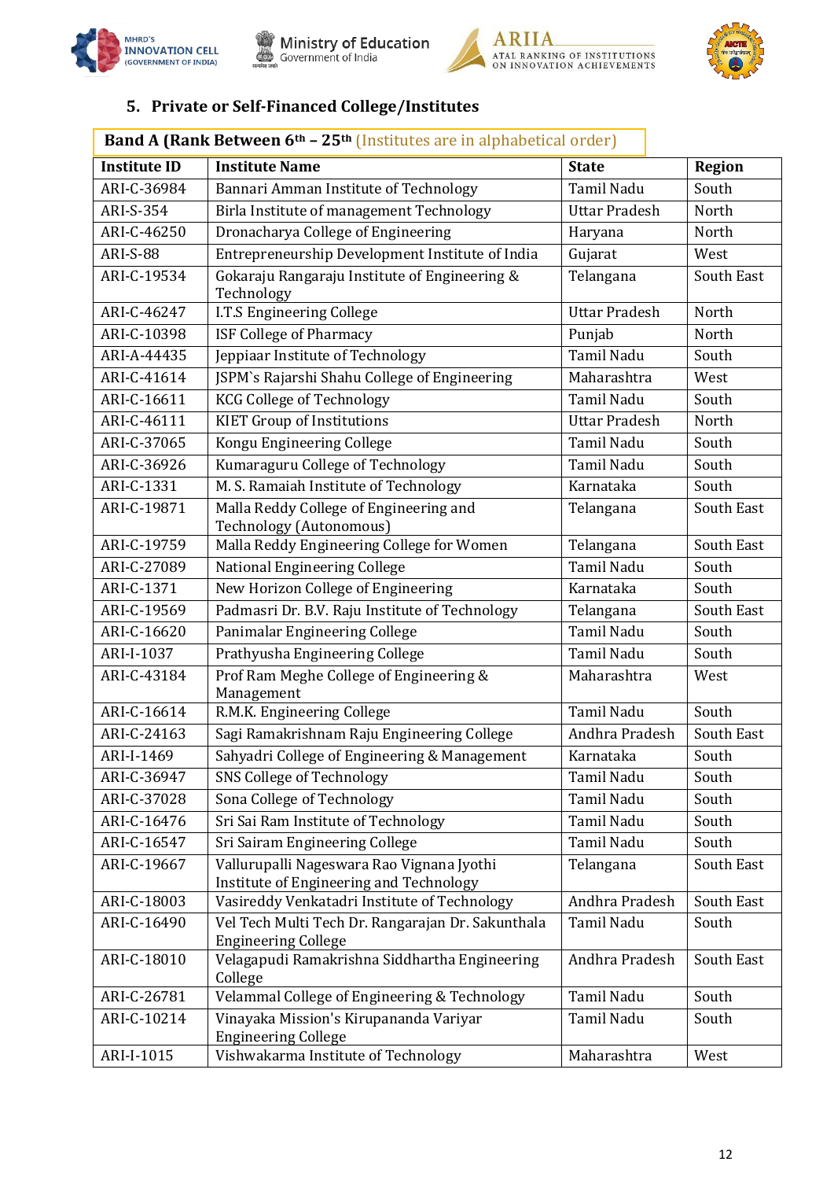## 5. Private or Self-Financed College/Institutes

**Band A (Rank Between 6th – 25th** (Institutes are in alphabetical order)

| Institute ID | Institute Name | State | Region |
|---|---|---|---|
| ARI-C-36984 | Bannari Amman Institute of Technology | Tamil Nadu | South |
| ARI-S-354 | Birla Institute of management Technology | Uttar Pradesh | North |
| ARI-C-46250 | Dronacharya College of Engineering | Haryana | North |
| ARI-S-88 | Entrepreneurship Development Institute of India | Gujarat | West |
| ARI-C-19534 | Gokaraju Rangaraju Institute of Engineering & Technology | Telangana | South East |
| ARI-C-46247 | I.T.S Engineering College | Uttar Pradesh | North |
| ARI-C-10398 | ISF College of Pharmacy | Punjab | North |
| ARI-A-44435 | Jeppiaar Institute of Technology | Tamil Nadu | South |
| ARI-C-41614 | JSPM`s Rajarshi Shahu College of Engineering | Maharashtra | West |
| ARI-C-16611 | KCG College of Technology | Tamil Nadu | South |
| ARI-C-46111 | KIET Group of Institutions | Uttar Pradesh | North |
| ARI-C-37065 | Kongu Engineering College | Tamil Nadu | South |
| ARI-C-36926 | Kumaraguru College of Technology | Tamil Nadu | South |
| ARI-C-1331 | M. S. Ramaiah Institute of Technology | Karnataka | South |
| ARI-C-19871 | Malla Reddy College of Engineering and Technology (Autonomous) | Telangana | South East |
| ARI-C-19759 | Malla Reddy Engineering College for Women | Telangana | South East |
| ARI-C-27089 | National Engineering College | Tamil Nadu | South |
| ARI-C-1371 | New Horizon College of Engineering | Karnataka | South |
| ARI-C-19569 | Padmasri Dr. B.V. Raju Institute of Technology | Telangana | South East |
| ARI-C-16620 | Panimalar Engineering College | Tamil Nadu | South |
| ARI-I-1037 | Prathyusha Engineering College | Tamil Nadu | South |
| ARI-C-43184 | Prof Ram Meghe College of Engineering & Management | Maharashtra | West |
| ARI-C-16614 | R.M.K. Engineering College | Tamil Nadu | South |
| ARI-C-24163 | Sagi Ramakrishnam Raju Engineering College | Andhra Pradesh | South East |
| ARI-I-1469 | Sahyadri College of Engineering & Management | Karnataka | South |
| ARI-C-36947 | SNS College of Technology | Tamil Nadu | South |
| ARI-C-37028 | Sona College of Technology | Tamil Nadu | South |
| ARI-C-16476 | Sri Sai Ram Institute of Technology | Tamil Nadu | South |
| ARI-C-16547 | Sri Sairam Engineering College | Tamil Nadu | South |
| ARI-C-19667 | Vallurupalli Nageswara Rao Vignana Jyothi Institute of Engineering and Technology | Telangana | South East |
| ARI-C-18003 | Vasireddy Venkatadri Institute of Technology | Andhra Pradesh | South East |
| ARI-C-16490 | Vel Tech Multi Tech Dr. Rangarajan Dr. Sakunthala Engineering College | Tamil Nadu | South |
| ARI-C-18010 | Velagapudi Ramakrishna Siddhartha Engineering College | Andhra Pradesh | South East |
| ARI-C-26781 | Velammal College of Engineering & Technology | Tamil Nadu | South |
| ARI-C-10214 | Vinayaka Mission's Kirupananda Variyar Engineering College | Tamil Nadu | South |
| ARI-I-1015 | Vishwakarma Institute of Technology | Maharashtra | West |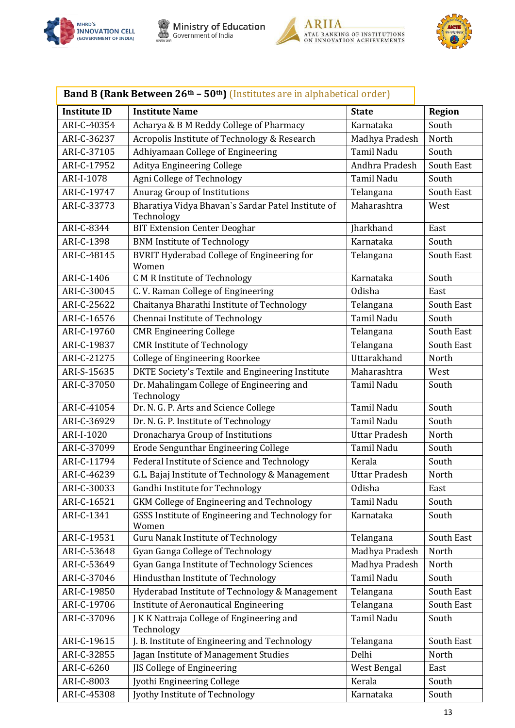**Band B (Rank Between 26th – 50th)** (Institutes are in alphabetical order)

| Institute ID | Institute Name | State | Region |
|---|---|---|---|
| ARI-C-40354 | Acharya & B M Reddy College of Pharmacy | Karnataka | South |
| ARI-C-36237 | Acropolis Institute of Technology & Research | Madhya Pradesh | North |
| ARI-C-37105 | Adhiyamaan College of Engineering | Tamil Nadu | South |
| ARI-C-17952 | Aditya Engineering College | Andhra Pradesh | South East |
| ARI-I-1078 | Agni College of Technology | Tamil Nadu | South |
| ARI-C-19747 | Anurag Group of Institutions | Telangana | South East |
| ARI-C-33773 | Bharatiya Vidya Bhavan`s Sardar Patel Institute of Technology | Maharashtra | West |
| ARI-C-8344 | BIT Extension Center Deoghar | Jharkhand | East |
| ARI-C-1398 | BNM Institute of Technology | Karnataka | South |
| ARI-C-48145 | BVRIT Hyderabad College of Engineering for Women | Telangana | South East |
| ARI-C-1406 | C M R Institute of Technology | Karnataka | South |
| ARI-C-30045 | C. V. Raman College of Engineering | Odisha | East |
| ARI-C-25622 | Chaitanya Bharathi Institute of Technology | Telangana | South East |
| ARI-C-16576 | Chennai Institute of Technology | Tamil Nadu | South |
| ARI-C-19760 | CMR Engineering College | Telangana | South East |
| ARI-C-19837 | CMR Institute of Technology | Telangana | South East |
| ARI-C-21275 | College of Engineering Roorkee | Uttarakhand | North |
| ARI-S-15635 | DKTE Society's Textile and Engineering Institute | Maharashtra | West |
| ARI-C-37050 | Dr. Mahalingam College of Engineering and Technology | Tamil Nadu | South |
| ARI-C-41054 | Dr. N. G. P. Arts and Science College | Tamil Nadu | South |
| ARI-C-36929 | Dr. N. G. P. Institute of Technology | Tamil Nadu | South |
| ARI-I-1020 | Dronacharya Group of Institutions | Uttar Pradesh | North |
| ARI-C-37099 | Erode Sengunthar Engineering College | Tamil Nadu | South |
| ARI-C-11794 | Federal Institute of Science and Technology | Kerala | South |
| ARI-C-46239 | G.L. Bajaj Institute of Technology & Management | Uttar Pradesh | North |
| ARI-C-30033 | Gandhi Institute for Technology | Odisha | East |
| ARI-C-16521 | GKM College of Engineering and Technology | Tamil Nadu | South |
| ARI-C-1341 | GSSS Institute of Engineering and Technology for Women | Karnataka | South |
| ARI-C-19531 | Guru Nanak Institute of Technology | Telangana | South East |
| ARI-C-53648 | Gyan Ganga College of Technology | Madhya Pradesh | North |
| ARI-C-53649 | Gyan Ganga Institute of Technology Sciences | Madhya Pradesh | North |
| ARI-C-37046 | Hindusthan Institute of Technology | Tamil Nadu | South |
| ARI-C-19850 | Hyderabad Institute of Technology & Management | Telangana | South East |
| ARI-C-19706 | Institute of Aeronautical Engineering | Telangana | South East |
| ARI-C-37096 | J K K Nattraja College of Engineering and Technology | Tamil Nadu | South |
| ARI-C-19615 | J. B. Institute of Engineering and Technology | Telangana | South East |
| ARI-C-32855 | Jagan Institute of Management Studies | Delhi | North |
| ARI-C-6260 | JIS College of Engineering | West Bengal | East |
| ARI-C-8003 | Jyothi Engineering College | Kerala | South |
| ARI-C-45308 | Jyothy Institute of Technology | Karnataka | South |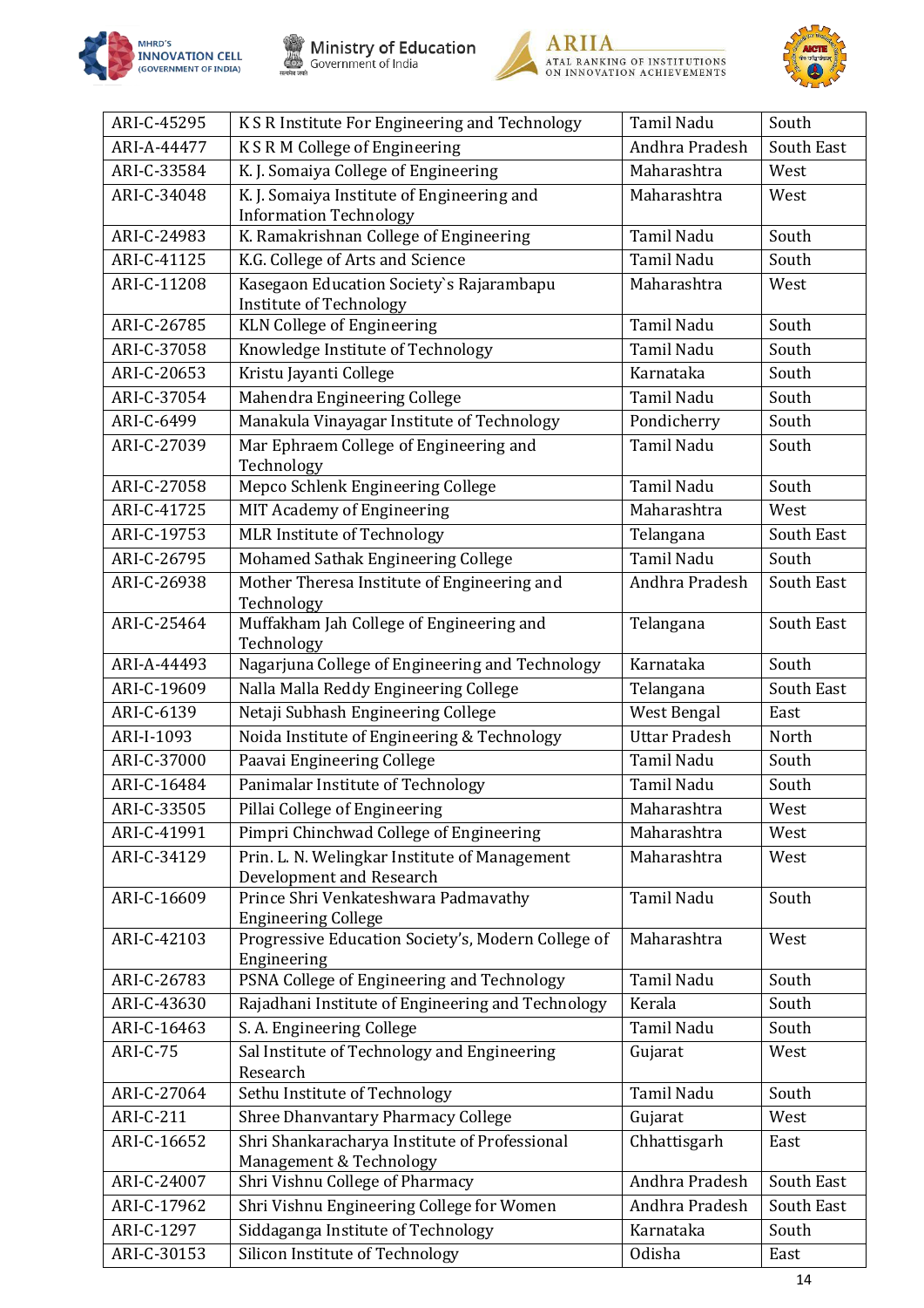| | | | |
|---|---|---|---|
| ARI-C-45295 | K S R Institute For Engineering and Technology | Tamil Nadu | South |
| ARI-A-44477 | K S R M College of Engineering | Andhra Pradesh | South East |
| ARI-C-33584 | K. J. Somaiya College of Engineering | Maharashtra | West |
| ARI-C-34048 | K. J. Somaiya Institute of Engineering and Information Technology | Maharashtra | West |
| ARI-C-24983 | K. Ramakrishnan College of Engineering | Tamil Nadu | South |
| ARI-C-41125 | K.G. College of Arts and Science | Tamil Nadu | South |
| ARI-C-11208 | Kasegaon Education Society`s Rajarambapu Institute of Technology | Maharashtra | West |
| ARI-C-26785 | KLN College of Engineering | Tamil Nadu | South |
| ARI-C-37058 | Knowledge Institute of Technology | Tamil Nadu | South |
| ARI-C-20653 | Kristu Jayanti College | Karnataka | South |
| ARI-C-37054 | Mahendra Engineering College | Tamil Nadu | South |
| ARI-C-6499 | Manakula Vinayagar Institute of Technology | Pondicherry | South |
| ARI-C-27039 | Mar Ephraem College of Engineering and Technology | Tamil Nadu | South |
| ARI-C-27058 | Mepco Schlenk Engineering College | Tamil Nadu | South |
| ARI-C-41725 | MIT Academy of Engineering | Maharashtra | West |
| ARI-C-19753 | MLR Institute of Technology | Telangana | South East |
| ARI-C-26795 | Mohamed Sathak Engineering College | Tamil Nadu | South |
| ARI-C-26938 | Mother Theresa Institute of Engineering and Technology | Andhra Pradesh | South East |
| ARI-C-25464 | Muffakham Jah College of Engineering and Technology | Telangana | South East |
| ARI-A-44493 | Nagarjuna College of Engineering and Technology | Karnataka | South |
| ARI-C-19609 | Nalla Malla Reddy Engineering College | Telangana | South East |
| ARI-C-6139 | Netaji Subhash Engineering College | West Bengal | East |
| ARI-I-1093 | Noida Institute of Engineering & Technology | Uttar Pradesh | North |
| ARI-C-37000 | Paavai Engineering College | Tamil Nadu | South |
| ARI-C-16484 | Panimalar Institute of Technology | Tamil Nadu | South |
| ARI-C-33505 | Pillai College of Engineering | Maharashtra | West |
| ARI-C-41991 | Pimpri Chinchwad College of Engineering | Maharashtra | West |
| ARI-C-34129 | Prin. L. N. Welingkar Institute of Management Development and Research | Maharashtra | West |
| ARI-C-16609 | Prince Shri Venkateshwara Padmavathy Engineering College | Tamil Nadu | South |
| ARI-C-42103 | Progressive Education Society's, Modern College of Engineering | Maharashtra | West |
| ARI-C-26783 | PSNA College of Engineering and Technology | Tamil Nadu | South |
| ARI-C-43630 | Rajadhani Institute of Engineering and Technology | Kerala | South |
| ARI-C-16463 | S. A. Engineering College | Tamil Nadu | South |
| ARI-C-75 | Sal Institute of Technology and Engineering Research | Gujarat | West |
| ARI-C-27064 | Sethu Institute of Technology | Tamil Nadu | South |
| ARI-C-211 | Shree Dhanvantary Pharmacy College | Gujarat | West |
| ARI-C-16652 | Shri Shankaracharya Institute of Professional Management & Technology | Chhattisgarh | East |
| ARI-C-24007 | Shri Vishnu College of Pharmacy | Andhra Pradesh | South East |
| ARI-C-17962 | Shri Vishnu Engineering College for Women | Andhra Pradesh | South East |
| ARI-C-1297 | Siddaganga Institute of Technology | Karnataka | South |
| ARI-C-30153 | Silicon Institute of Technology | Odisha | East |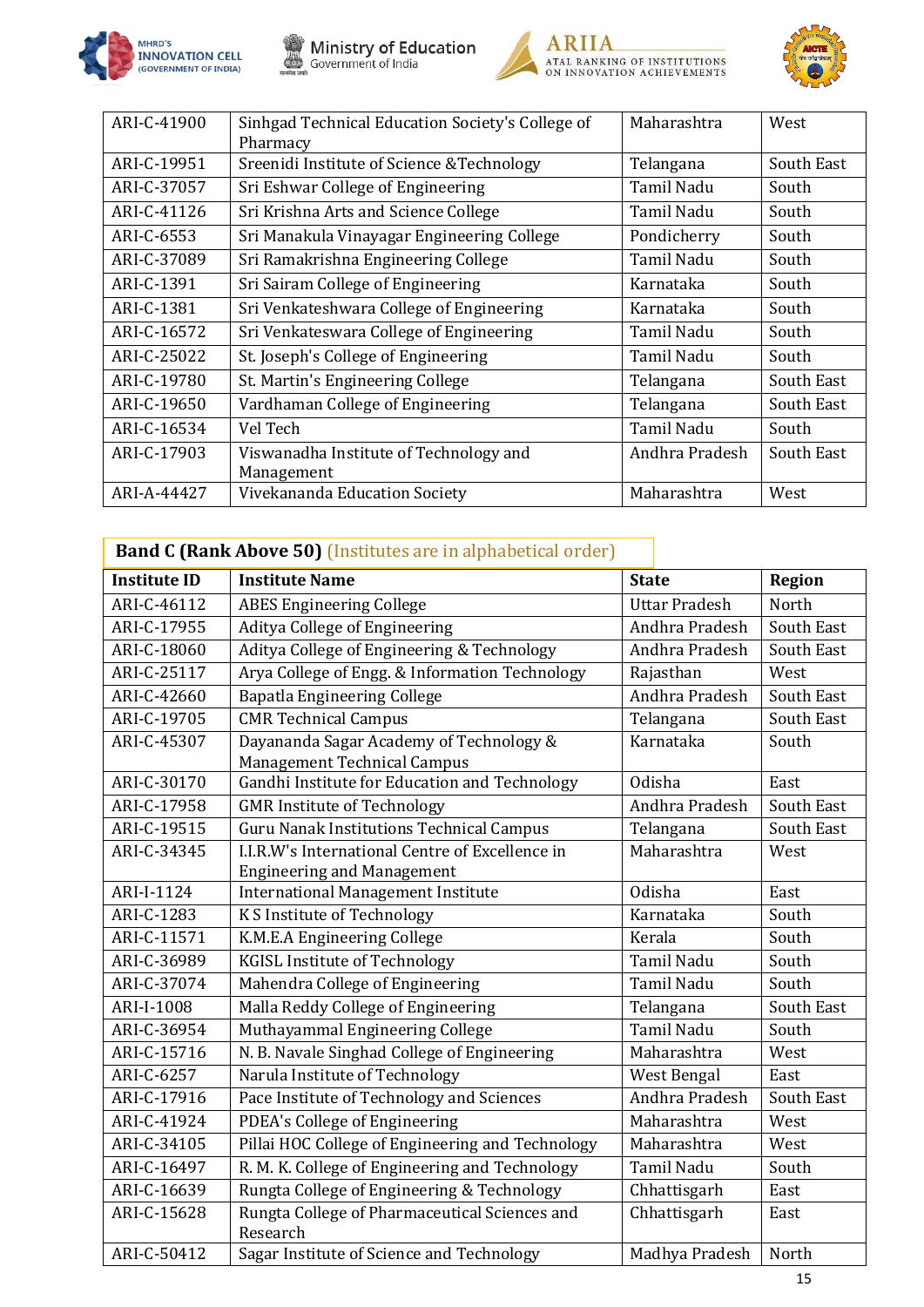| | | | |
|---|---|---|---|
| ARI-C-41900 | Sinhgad Technical Education Society's College of Pharmacy | Maharashtra | West |
| ARI-C-19951 | Sreenidi Institute of Science &Technology | Telangana | South East |
| ARI-C-37057 | Sri Eshwar College of Engineering | Tamil Nadu | South |
| ARI-C-41126 | Sri Krishna Arts and Science College | Tamil Nadu | South |
| ARI-C-6553 | Sri Manakula Vinayagar Engineering College | Pondicherry | South |
| ARI-C-37089 | Sri Ramakrishna Engineering College | Tamil Nadu | South |
| ARI-C-1391 | Sri Sairam College of Engineering | Karnataka | South |
| ARI-C-1381 | Sri Venkateshwara College of Engineering | Karnataka | South |
| ARI-C-16572 | Sri Venkateswara College of Engineering | Tamil Nadu | South |
| ARI-C-25022 | St. Joseph's College of Engineering | Tamil Nadu | South |
| ARI-C-19780 | St. Martin's Engineering College | Telangana | South East |
| ARI-C-19650 | Vardhaman College of Engineering | Telangana | South East |
| ARI-C-16534 | Vel Tech | Tamil Nadu | South |
| ARI-C-17903 | Viswanadha Institute of Technology and Management | Andhra Pradesh | South East |
| ARI-A-44427 | Vivekananda Education Society | Maharashtra | West |

**Band C (Rank Above 50)** (Institutes are in alphabetical order)

| Institute ID | Institute Name | State | Region |
|---|---|---|---|
| ARI-C-46112 | ABES Engineering College | Uttar Pradesh | North |
| ARI-C-17955 | Aditya College of Engineering | Andhra Pradesh | South East |
| ARI-C-18060 | Aditya College of Engineering & Technology | Andhra Pradesh | South East |
| ARI-C-25117 | Arya College of Engg. & Information Technology | Rajasthan | West |
| ARI-C-42660 | Bapatla Engineering College | Andhra Pradesh | South East |
| ARI-C-19705 | CMR Technical Campus | Telangana | South East |
| ARI-C-45307 | Dayananda Sagar Academy of Technology & Management Technical Campus | Karnataka | South |
| ARI-C-30170 | Gandhi Institute for Education and Technology | Odisha | East |
| ARI-C-17958 | GMR Institute of Technology | Andhra Pradesh | South East |
| ARI-C-19515 | Guru Nanak Institutions Technical Campus | Telangana | South East |
| ARI-C-34345 | I.I.R.W's International Centre of Excellence in Engineering and Management | Maharashtra | West |
| ARI-I-1124 | International Management Institute | Odisha | East |
| ARI-C-1283 | K S Institute of Technology | Karnataka | South |
| ARI-C-11571 | K.M.E.A Engineering College | Kerala | South |
| ARI-C-36989 | KGISL Institute of Technology | Tamil Nadu | South |
| ARI-C-37074 | Mahendra College of Engineering | Tamil Nadu | South |
| ARI-I-1008 | Malla Reddy College of Engineering | Telangana | South East |
| ARI-C-36954 | Muthayammal Engineering College | Tamil Nadu | South |
| ARI-C-15716 | N. B. Navale Singhad College of Engineering | Maharashtra | West |
| ARI-C-6257 | Narula Institute of Technology | West Bengal | East |
| ARI-C-17916 | Pace Institute of Technology and Sciences | Andhra Pradesh | South East |
| ARI-C-41924 | PDEA's College of Engineering | Maharashtra | West |
| ARI-C-34105 | Pillai HOC College of Engineering and Technology | Maharashtra | West |
| ARI-C-16497 | R. M. K. College of Engineering and Technology | Tamil Nadu | South |
| ARI-C-16639 | Rungta College of Engineering & Technology | Chhattisgarh | East |
| ARI-C-15628 | Rungta College of Pharmaceutical Sciences and Research | Chhattisgarh | East |
| ARI-C-50412 | Sagar Institute of Science and Technology | Madhya Pradesh | North |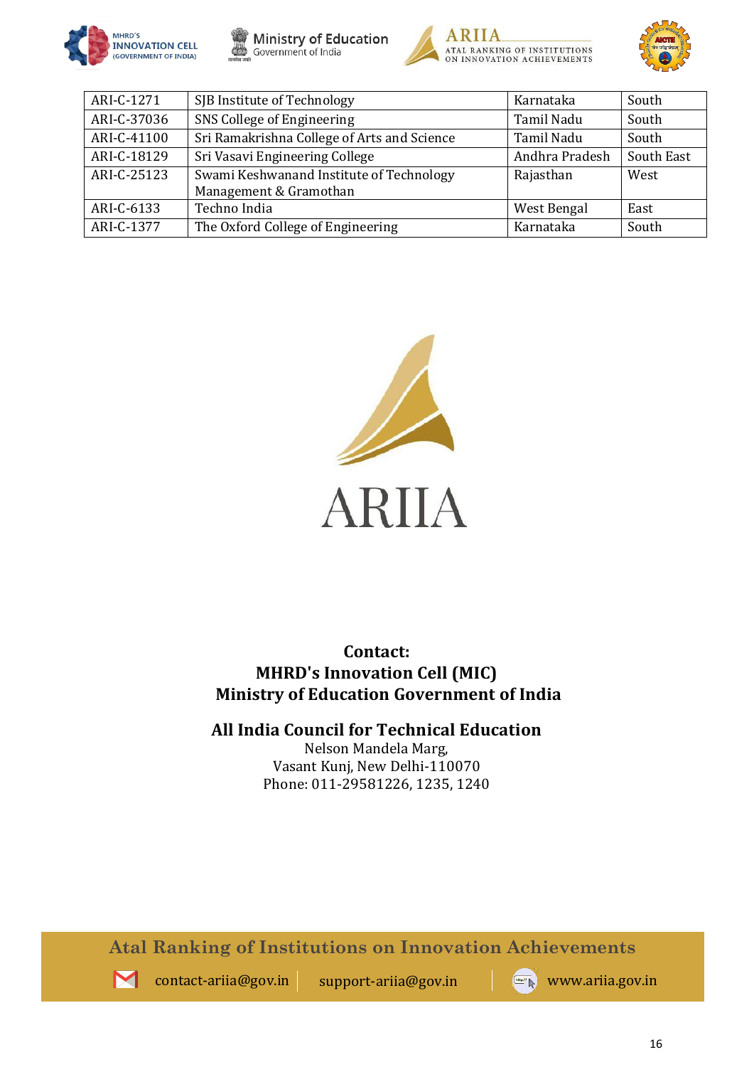| | | | |
|---|---|---|---|
| ARI-C-1271 | SJB Institute of Technology | Karnataka | South |
| ARI-C-37036 | SNS College of Engineering | Tamil Nadu | South |
| ARI-C-41100 | Sri Ramakrishna College of Arts and Science | Tamil Nadu | South |
| ARI-C-18129 | Sri Vasavi Engineering College | Andhra Pradesh | South East |
| ARI-C-25123 | Swami Keshwanand Institute of Technology Management & Gramothan | Rajasthan | West |
| ARI-C-6133 | Techno India | West Bengal | East |
| ARI-C-1377 | The Oxford College of Engineering | Karnataka | South |

ARIIA

**Contact:**
**MHRD's Innovation Cell (MIC)**
**Ministry of Education Government of India**

**All India Council for Technical Education**
Nelson Mandela Marg,
Vasant Kunj, New Delhi-110070
Phone: 011-29581226, 1235, 1240

Atal Ranking of Institutions on Innovation Achievements

contact-ariia@gov.in | support-ariia@gov.in | www.ariia.gov.in